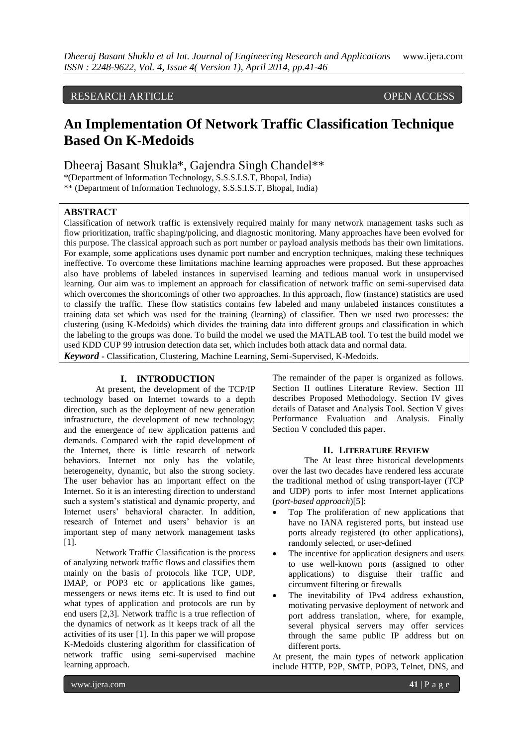RESEARCH ARTICLE OPEN ACCESS

# An Implementation Of Network Traffic Classification Technique Based On K-Medoids

Dheeraj Basant Shukla*, Gajendra Singh Chandel**

*(Department of Information Technology, S.S.S.I.S.T, Bhopal, India)
** (Department of Information Technology, S.S.S.I.S.T, Bhopal, India)

## ABSTRACT

Classification of network traffic is extensively required mainly for many network management tasks such as flow prioritization, traffic shaping/policing, and diagnostic monitoring. Many approaches have been evolved for this purpose. The classical approach such as port number or payload analysis methods has their own limitations. For example, some applications uses dynamic port number and encryption techniques, making these techniques ineffective. To overcome these limitations machine learning approaches were proposed. But these approaches also have problems of labeled instances in supervised learning and tedious manual work in unsupervised learning. Our aim was to implement an approach for classification of network traffic on semi-supervised data which overcomes the shortcomings of other two approaches. In this approach, flow (instance) statistics are used to classify the traffic. These flow statistics contains few labeled and many unlabeled instances constitutes a training data set which was used for the training (learning) of classifier. Then we used two processes: the clustering (using K-Medoids) which divides the training data into different groups and classification in which the labeling to the groups was done. To build the model we used the MATLAB tool. To test the build model we used KDD CUP 99 intrusion detection data set, which includes both attack data and normal data.

***Keyword*** - Classification, Clustering, Machine Learning, Semi-Supervised, K-Medoids.

## I. INTRODUCTION

At present, the development of the TCP/IP technology based on Internet towards to a depth direction, such as the deployment of new generation infrastructure, the development of new technology; and the emergence of new application patterns and demands. Compared with the rapid development of the Internet, there is little research of network behaviors. Internet not only has the volatile, heterogeneity, dynamic, but also the strong society. The user behavior has an important effect on the Internet. So it is an interesting direction to understand such a system's statistical and dynamic property, and Internet users' behavioral character. In addition, research of Internet and users' behavior is an important step of many network management tasks [1].

Network Traffic Classification is the process of analyzing network traffic flows and classifies them mainly on the basis of protocols like TCP, UDP, IMAP, or POP3 etc or applications like games, messengers or news items etc. It is used to find out what types of application and protocols are run by end users [2,3]. Network traffic is a true reflection of the dynamics of network as it keeps track of all the activities of its user [1]. In this paper we will propose K-Medoids clustering algorithm for classification of network traffic using semi-supervised machine learning approach.

The remainder of the paper is organized as follows. Section II outlines Literature Review. Section III describes Proposed Methodology. Section IV gives details of Dataset and Analysis Tool. Section V gives Performance Evaluation and Analysis. Finally Section V concluded this paper.

## II. LITERATURE REVIEW

The At least three historical developments over the last two decades have rendered less accurate the traditional method of using transport-layer (TCP and UDP) ports to infer most Internet applications (*port-based approach*)[5]:

- Top The proliferation of new applications that have no IANA registered ports, but instead use ports already registered (to other applications), randomly selected, or user-defined
- The incentive for application designers and users to use well-known ports (assigned to other applications) to disguise their traffic and circumvent filtering or firewalls
- The inevitability of IPv4 address exhaustion, motivating pervasive deployment of network and port address translation, where, for example, several physical servers may offer services through the same public IP address but on different ports.

At present, the main types of network application include HTTP, P2P, SMTP, POP3, Telnet, DNS, and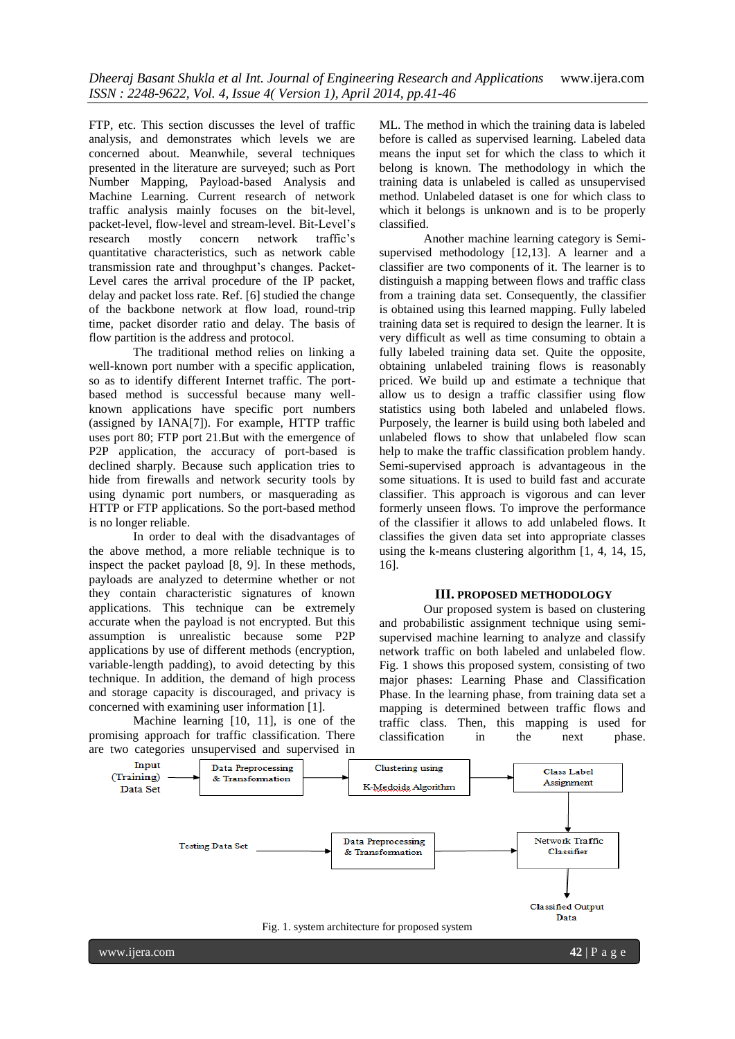FTP, etc. This section discusses the level of traffic analysis, and demonstrates which levels we are concerned about. Meanwhile, several techniques presented in the literature are surveyed; such as Port Number Mapping, Payload-based Analysis and Machine Learning. Current research of network traffic analysis mainly focuses on the bit-level, packet-level, flow-level and stream-level. Bit-Level's research mostly concern network traffic's quantitative characteristics, such as network cable transmission rate and throughput's changes. Packet-Level cares the arrival procedure of the IP packet, delay and packet loss rate. Ref. [6] studied the change of the backbone network at flow load, round-trip time, packet disorder ratio and delay. The basis of flow partition is the address and protocol.

The traditional method relies on linking a well-known port number with a specific application, so as to identify different Internet traffic. The port-based method is successful because many well-known applications have specific port numbers (assigned by IANA[7]). For example, HTTP traffic uses port 80; FTP port 21.But with the emergence of P2P application, the accuracy of port-based is declined sharply. Because such application tries to hide from firewalls and network security tools by using dynamic port numbers, or masquerading as HTTP or FTP applications. So the port-based method is no longer reliable.

In order to deal with the disadvantages of the above method, a more reliable technique is to inspect the packet payload [8, 9]. In these methods, payloads are analyzed to determine whether or not they contain characteristic signatures of known applications. This technique can be extremely accurate when the payload is not encrypted. But this assumption is unrealistic because some P2P applications by use of different methods (encryption, variable-length padding), to avoid detecting by this technique. In addition, the demand of high process and storage capacity is discouraged, and privacy is concerned with examining user information [1].

Machine learning [10, 11], is one of the promising approach for traffic classification. There are two categories unsupervised and supervised in ML. The method in which the training data is labeled before is called as supervised learning. Labeled data means the input set for which the class to which it belong is known. The methodology in which the training data is unlabeled is called as unsupervised method. Unlabeled dataset is one for which class to which it belongs is unknown and is to be properly classified.

Another machine learning category is Semi-supervised methodology [12,13]. A learner and a classifier are two components of it. The learner is to distinguish a mapping between flows and traffic class from a training data set. Consequently, the classifier is obtained using this learned mapping. Fully labeled training data set is required to design the learner. It is very difficult as well as time consuming to obtain a fully labeled training data set. Quite the opposite, obtaining unlabeled training flows is reasonably priced. We build up and estimate a technique that allow us to design a traffic classifier using flow statistics using both labeled and unlabeled flows. Purposely, the learner is build using both labeled and unlabeled flows to show that unlabeled flow scan help to make the traffic classification problem handy. Semi-supervised approach is advantageous in the some situations. It is used to build fast and accurate classifier. This approach is vigorous and can lever formerly unseen flows. To improve the performance of the classifier it allows to add unlabeled flows. It classifies the given data set into appropriate classes using the k-means clustering algorithm [1, 4, 14, 15, 16].

## III. PROPOSED METHODOLOGY

Our proposed system is based on clustering and probabilistic assignment technique using semi-supervised machine learning to analyze and classify network traffic on both labeled and unlabeled flow. Fig. 1 shows this proposed system, consisting of two major phases: Learning Phase and Classification Phase. In the learning phase, from training data set a mapping is determined between traffic flows and traffic class. Then, this mapping is used for classification in the next phase.

Input (Training) Data Set
Data Preprocessing & Transformation
Clustering using K-Medoids Algorithm
Class Label Assignment
Testing Data Set
Data Preprocessing & Transformation
Network Traffic Classifier
Classified Output Data

Fig. 1. system architecture for proposed system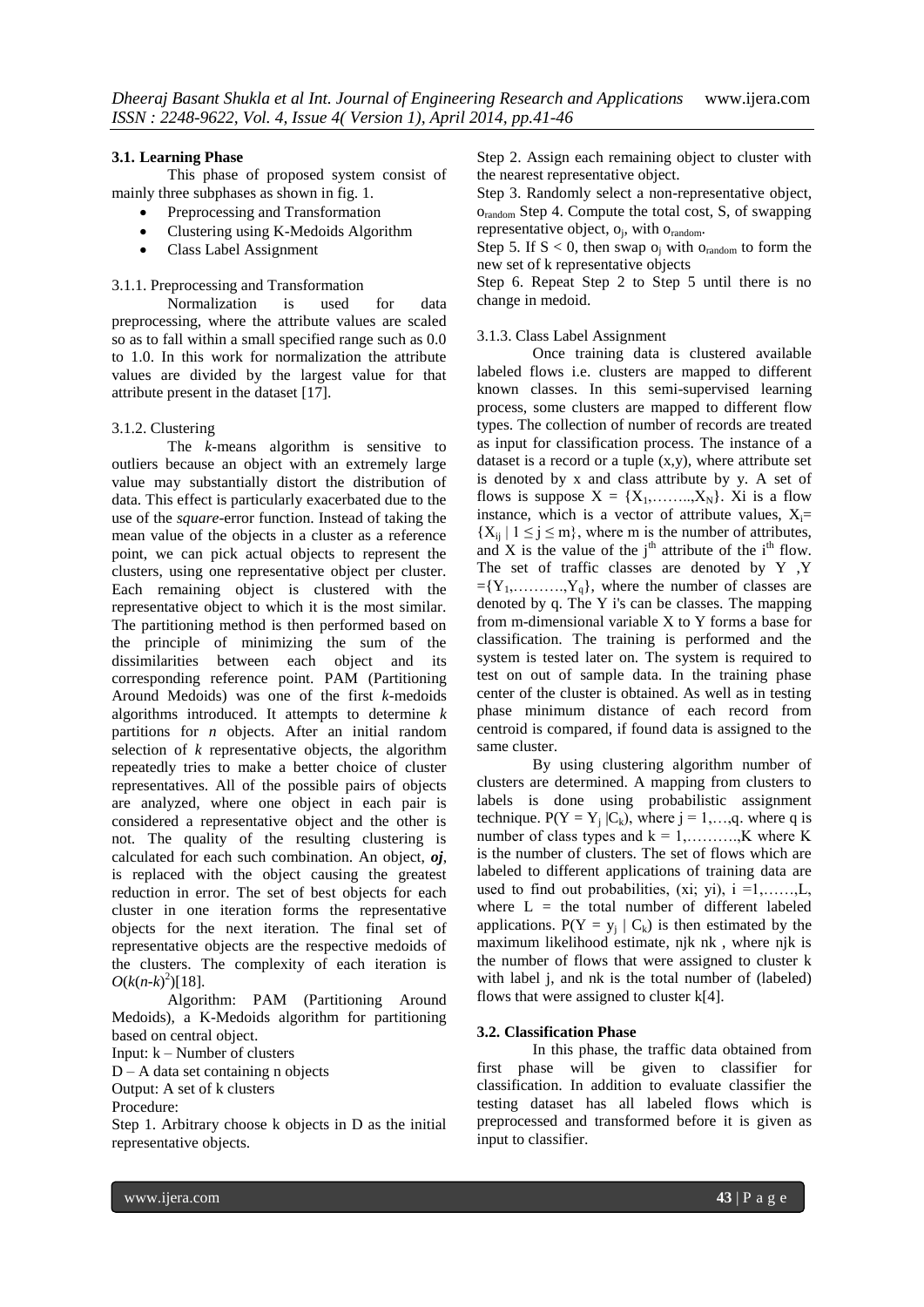### 3.1. Learning Phase

This phase of proposed system consist of mainly three subphases as shown in fig. 1.

- Preprocessing and Transformation
- Clustering using K-Medoids Algorithm
- Class Label Assignment

3.1.1. Preprocessing and Transformation

Normalization is used for data preprocessing, where the attribute values are scaled so as to fall within a small specified range such as 0.0 to 1.0. In this work for normalization the attribute values are divided by the largest value for that attribute present in the dataset [17].

3.1.2. Clustering

The *k*-means algorithm is sensitive to outliers because an object with an extremely large value may substantially distort the distribution of data. This effect is particularly exacerbated due to the use of the *square*-error function. Instead of taking the mean value of the objects in a cluster as a reference point, we can pick actual objects to represent the clusters, using one representative object per cluster. Each remaining object is clustered with the representative object to which it is the most similar. The partitioning method is then performed based on the principle of minimizing the sum of the dissimilarities between each object and its corresponding reference point. PAM (Partitioning Around Medoids) was one of the first *k*-medoids algorithms introduced. It attempts to determine *k* partitions for *n* objects. After an initial random selection of *k* representative objects, the algorithm repeatedly tries to make a better choice of cluster representatives. All of the possible pairs of objects are analyzed, where one object in each pair is considered a representative object and the other is not. The quality of the resulting clustering is calculated for each such combination. An object, ***oj***, is replaced with the object causing the greatest reduction in error. The set of best objects for each cluster in one iteration forms the representative objects for the next iteration. The final set of representative objects are the respective medoids of the clusters. The complexity of each iteration is $O(k(n-k)^2)$[18].

Algorithm: PAM (Partitioning Around Medoids), a K-Medoids algorithm for partitioning based on central object.

Input: k – Number of clusters

D – A data set containing n objects

Output: A set of k clusters

Procedure:

Step 1. Arbitrary choose k objects in D as the initial representative objects.

Step 2. Assign each remaining object to cluster with the nearest representative object.

Step 3. Randomly select a non-representative object, $o_{random}$ Step 4. Compute the total cost, S, of swapping representative object, $o_j$, with $o_{random}$.

Step 5. If $S < 0$, then swap $o_j$ with $o_{random}$ to form the new set of k representative objects

Step 6. Repeat Step 2 to Step 5 until there is no change in medoid.

3.1.3. Class Label Assignment

Once training data is clustered available labeled flows i.e. clusters are mapped to different known classes. In this semi-supervised learning process, some clusters are mapped to different flow types. The collection of number of records are treated as input for classification process. The instance of a dataset is a record or a tuple (x,y), where attribute set is denoted by x and class attribute by y. A set of flows is suppose $X = \{X_1,\ldots\ldots,X_N\}$. Xi is a flow instance, which is a vector of attribute values, $X_i = \{X_{ij} \mid 1 \leq j \leq m\}$, where m is the number of attributes, and X is the value of the $j^{th}$ attribute of the $i^{th}$ flow. The set of traffic classes are denoted by Y ,$Y = \{Y_1,\ldots\ldots\ldots,Y_q\}$, where the number of classes are denoted by q. The Y i's can be classes. The mapping from m-dimensional variable X to Y forms a base for classification. The training is performed and the system is tested later on. The system is required to test on out of sample data. In the training phase center of the cluster is obtained. As well as in testing phase minimum distance of each record from centroid is compared, if found data is assigned to the same cluster.

By using clustering algorithm number of clusters are determined. A mapping from clusters to labels is done using probabilistic assignment technique. $P(Y = Y_j \mid C_k)$, where $j = 1,\ldots,q$. where q is number of class types and $k = 1,\ldots\ldots\ldots,K$ where K is the number of clusters. The set of flows which are labeled to different applications of training data are used to find out probabilities, (xi; yi), $i = 1,\ldots\ldots,L$, where L = the total number of different labeled applications. $P(Y = y_j \mid C_k)$ is then estimated by the maximum likelihood estimate, njk nk , where njk is the number of flows that were assigned to cluster k with label j, and nk is the total number of (labeled) flows that were assigned to cluster k[4].

### 3.2. Classification Phase

In this phase, the traffic data obtained from first phase will be given to classifier for classification. In addition to evaluate classifier the testing dataset has all labeled flows which is preprocessed and transformed before it is given as input to classifier.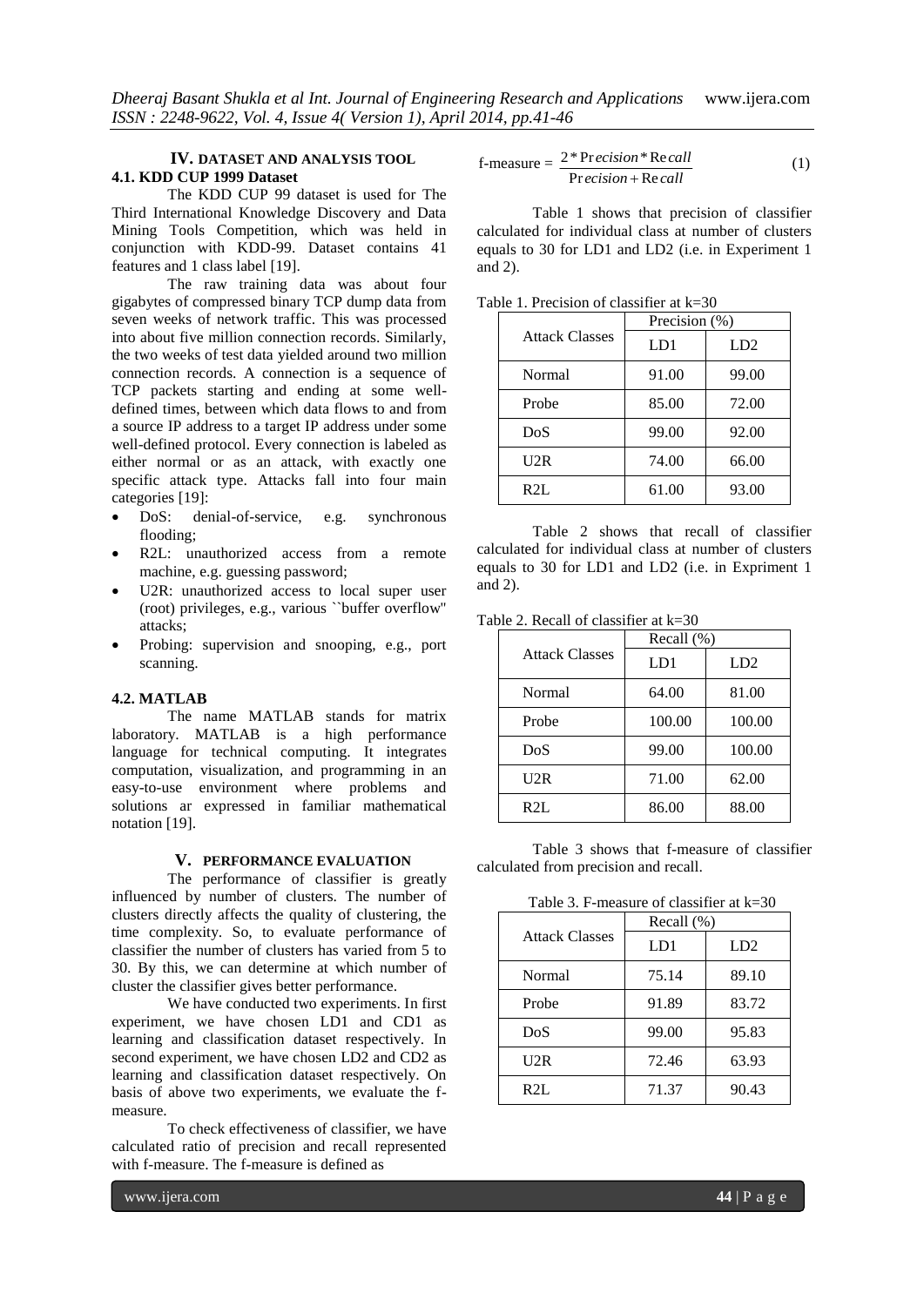## IV. DATASET AND ANALYSIS TOOL

### 4.1. KDD CUP 1999 Dataset

The KDD CUP 99 dataset is used for The Third International Knowledge Discovery and Data Mining Tools Competition, which was held in conjunction with KDD-99. Dataset contains 41 features and 1 class label [19].

The raw training data was about four gigabytes of compressed binary TCP dump data from seven weeks of network traffic. This was processed into about five million connection records. Similarly, the two weeks of test data yielded around two million connection records. A connection is a sequence of TCP packets starting and ending at some well-defined times, between which data flows to and from a source IP address to a target IP address under some well-defined protocol. Every connection is labeled as either normal or as an attack, with exactly one specific attack type. Attacks fall into four main categories [19]:

- DoS: denial-of-service, e.g. synchronous flooding;
- R2L: unauthorized access from a remote machine, e.g. guessing password;
- U2R: unauthorized access to local super user (root) privileges, e.g., various ``buffer overflow'' attacks;
- Probing: supervision and snooping, e.g., port scanning.

### 4.2. MATLAB

The name MATLAB stands for matrix laboratory. MATLAB is a high performance language for technical computing. It integrates computation, visualization, and programming in an easy-to-use environment where problems and solutions ar expressed in familiar mathematical notation [19].

## V. PERFORMANCE EVALUATION

The performance of classifier is greatly influenced by number of clusters. The number of clusters directly affects the quality of clustering, the time complexity. So, to evaluate performance of classifier the number of clusters has varied from 5 to 30. By this, we can determine at which number of cluster the classifier gives better performance.

We have conducted two experiments. In first experiment, we have chosen LD1 and CD1 as learning and classification dataset respectively. In second experiment, we have chosen LD2 and CD2 as learning and classification dataset respectively. On basis of above two experiments, we evaluate the f-measure.

To check effectiveness of classifier, we have calculated ratio of precision and recall represented with f-measure. The f-measure is defined as

$$\text{f-measure} = \frac{2 * Precision * Recall}{Precision + Recall} \tag{1}$$

Table 1 shows that precision of classifier calculated for individual class at number of clusters equals to 30 for LD1 and LD2 (i.e. in Experiment 1 and 2).

Table 1. Precision of classifier at k=30

| Attack Classes | Precision (%) | |
|---|---|---|
| | LD1 | LD2 |
| Normal | 91.00 | 99.00 |
| Probe | 85.00 | 72.00 |
| DoS | 99.00 | 92.00 |
| U2R | 74.00 | 66.00 |
| R2L | 61.00 | 93.00 |

Table 2 shows that recall of classifier calculated for individual class at number of clusters equals to 30 for LD1 and LD2 (i.e. in Expriment 1 and 2).

Table 2. Recall of classifier at k=30

| Attack Classes | Recall (%) | |
|---|---|---|
| | LD1 | LD2 |
| Normal | 64.00 | 81.00 |
| Probe | 100.00 | 100.00 |
| DoS | 99.00 | 100.00 |
| U2R | 71.00 | 62.00 |
| R2L | 86.00 | 88.00 |

Table 3 shows that f-measure of classifier calculated from precision and recall.

Table 3. F-measure of classifier at k=30

| Attack Classes | Recall (%) | |
|---|---|---|
| | LD1 | LD2 |
| Normal | 75.14 | 89.10 |
| Probe | 91.89 | 83.72 |
| DoS | 99.00 | 95.83 |
| U2R | 72.46 | 63.93 |
| R2L | 71.37 | 90.43 |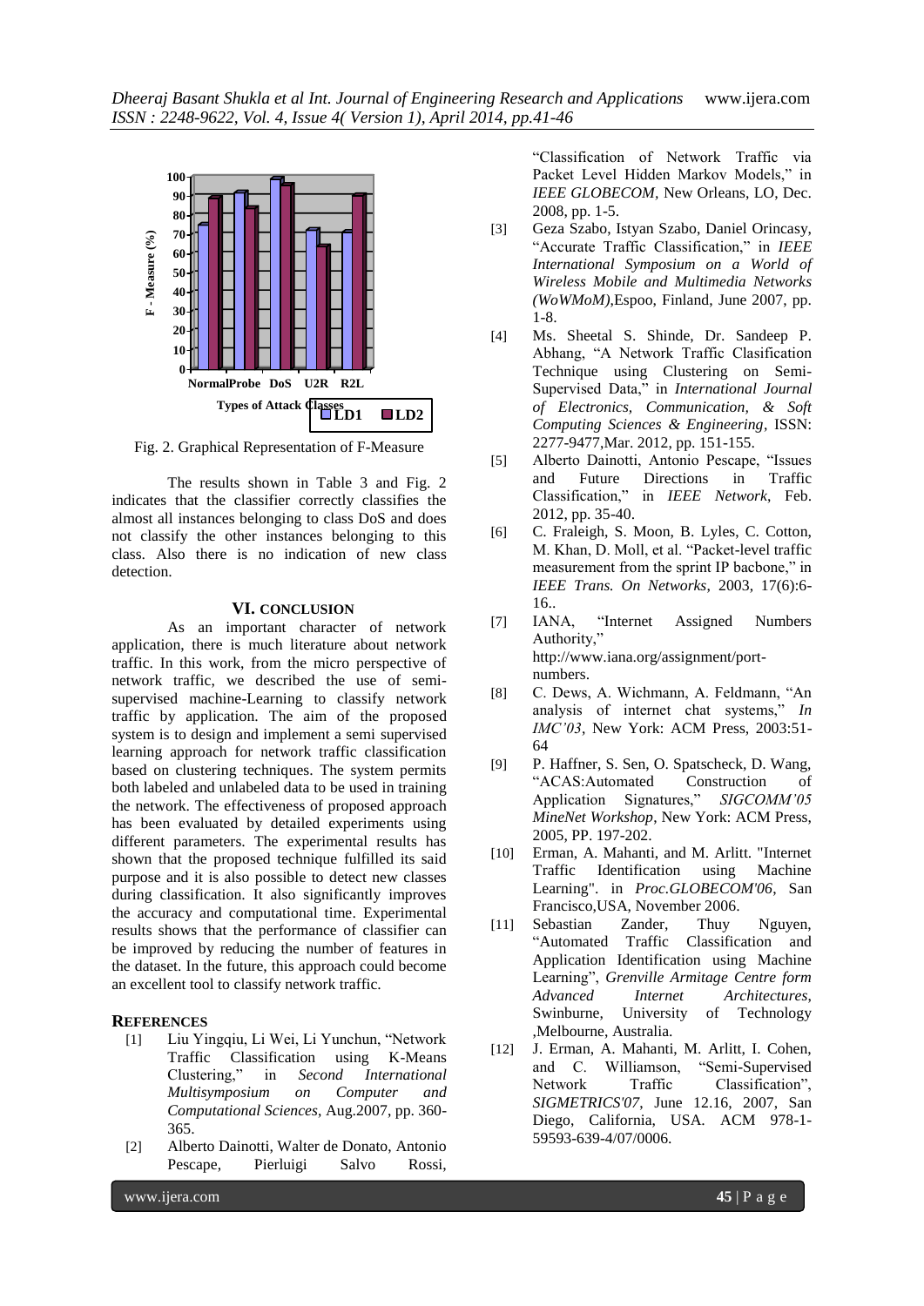100
90
80
70
60
50
40
30
20
10
0

F - Measure (%)

Normal Probe DoS U2R R2L

Types of Attack Classes

LD1 LD2

Fig. 2. Graphical Representation of F-Measure

The results shown in Table 3 and Fig. 2 indicates that the classifier correctly classifies the almost all instances belonging to class DoS and does not classify the other instances belonging to this class. Also there is no indication of new class detection.

## VI. CONCLUSION

As an important character of network application, there is much literature about network traffic. In this work, from the micro perspective of network traffic, we described the use of semi-supervised machine-Learning to classify network traffic by application. The aim of the proposed system is to design and implement a semi supervised learning approach for network traffic classification based on clustering techniques. The system permits both labeled and unlabeled data to be used in training the network. The effectiveness of proposed approach has been evaluated by detailed experiments using different parameters. The experimental results has shown that the proposed technique fulfilled its said purpose and it is also possible to detect new classes during classification. It also significantly improves the accuracy and computational time. Experimental results shows that the performance of classifier can be improved by reducing the number of features in the dataset. In the future, this approach could become an excellent tool to classify network traffic.

## REFERENCES

[1] Liu Yingqiu, Li Wei, Li Yunchun, "Network Traffic Classification using K-Means Clustering," in *Second International Multisymposium on Computer and Computational Sciences*, Aug.2007, pp. 360-365.

[2] Alberto Dainotti, Walter de Donato, Antonio Pescape, Pierluigi Salvo Rossi, "Classification of Network Traffic via Packet Level Hidden Markov Models," in *IEEE GLOBECOM*, New Orleans, LO, Dec. 2008, pp. 1-5.

[3] Geza Szabo, Istyan Szabo, Daniel Orincasy, "Accurate Traffic Classification," in *IEEE International Symposium on a World of Wireless Mobile and Multimedia Networks (WoWMoM)*,Espoo, Finland, June 2007, pp. 1-8.

[4] Ms. Sheetal S. Shinde, Dr. Sandeep P. Abhang, "A Network Traffic Clasification Technique using Clustering on Semi-Supervised Data," in *International Journal of Electronics, Communication, & Soft Computing Sciences & Engineering*, ISSN: 2277-9477,Mar. 2012, pp. 151-155.

[5] Alberto Dainotti, Antonio Pescape, "Issues and Future Directions in Traffic Classification," in *IEEE Network*, Feb. 2012, pp. 35-40.

[6] C. Fraleigh, S. Moon, B. Lyles, C. Cotton, M. Khan, D. Moll, et al. "Packet-level traffic measurement from the sprint IP bacbone," in *IEEE Trans. On Networks*, 2003, 17(6):6-16..

[7] IANA, "Internet Assigned Numbers Authority," http://www.iana.org/assignment/port-numbers.

[8] C. Dews, A. Wichmann, A. Feldmann, "An analysis of internet chat systems," *In IMC'03*, New York: ACM Press, 2003:51-64

[9] P. Haffner, S. Sen, O. Spatscheck, D. Wang, "ACAS:Automated Construction of Application Signatures," *SIGCOMM'05 MineNet Workshop*, New York: ACM Press, 2005, PP. 197-202.

[10] Erman, A. Mahanti, and M. Arlitt. "Internet Traffic Identification using Machine Learning". in *Proc.GLOBECOM'06*, San Francisco,USA, November 2006.

[11] Sebastian Zander, Thuy Nguyen, "Automated Traffic Classification and Application Identification using Machine Learning", *Grenville Armitage Centre form Advanced Internet Architectures*, Swinburne, University of Technology ,Melbourne, Australia.

[12] J. Erman, A. Mahanti, M. Arlitt, I. Cohen, and C. Williamson, "Semi-Supervised Network Traffic Classification", *SIGMETRICS'07*, June 12.16, 2007, San Diego, California, USA. ACM 978-1-59593-639-4/07/0006.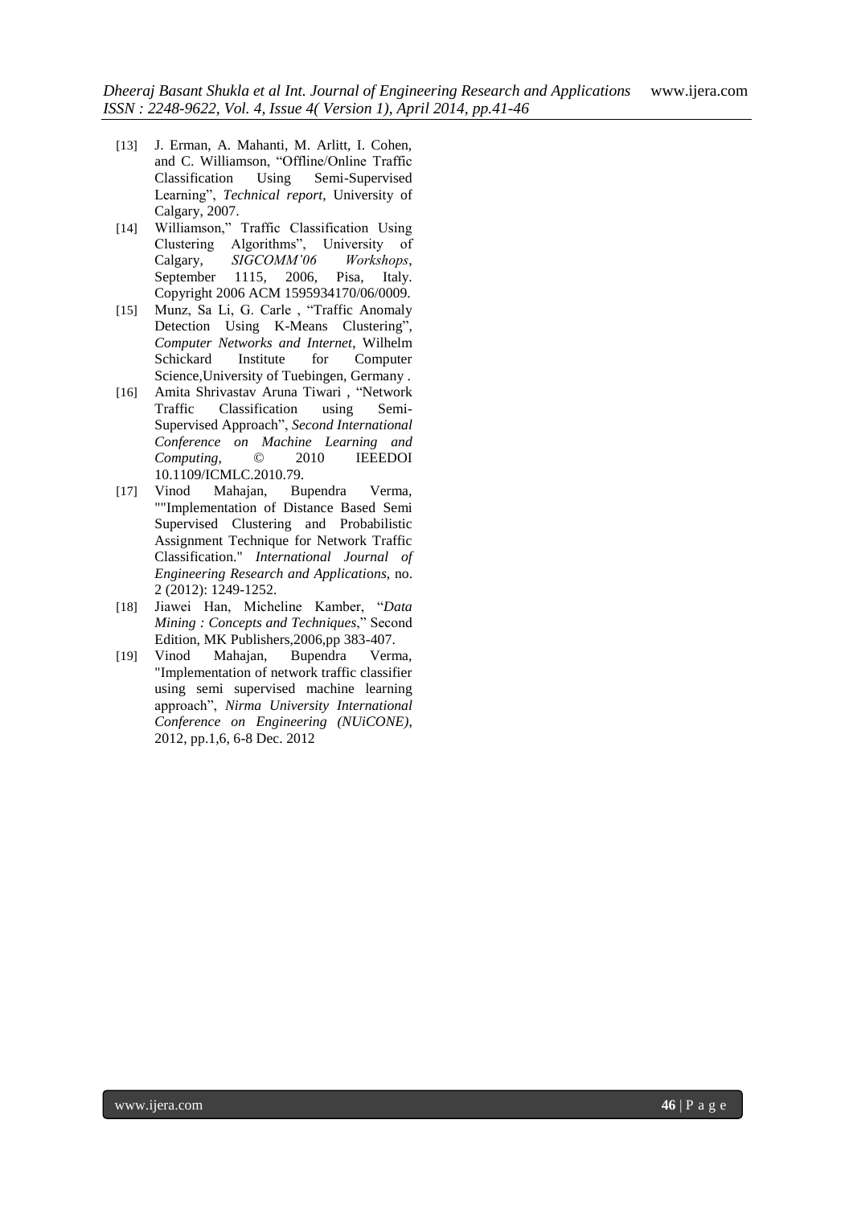[13] J. Erman, A. Mahanti, M. Arlitt, I. Cohen, and C. Williamson, "Offline/Online Traffic Classification Using Semi-Supervised Learning", *Technical report*, University of Calgary, 2007.

[14] Williamson," Traffic Classification Using Clustering Algorithms", University of Calgary, *SIGCOMM'06 Workshops*, September 1115, 2006, Pisa, Italy. Copyright 2006 ACM 1595934170/06/0009.

[15] Munz, Sa Li, G. Carle , "Traffic Anomaly Detection Using K-Means Clustering", *Computer Networks and Internet*, Wilhelm Schickard Institute for Computer Science,University of Tuebingen, Germany .

[16] Amita Shrivastav Aruna Tiwari , "Network Traffic Classification using Semi-Supervised Approach", *Second International Conference on Machine Learning and Computing*, © 2010 IEEEDOI 10.1109/ICMLC.2010.79.

[17] Vinod Mahajan, Bupendra Verma, ""Implementation of Distance Based Semi Supervised Clustering and Probabilistic Assignment Technique for Network Traffic Classification." *International Journal of Engineering Research and Applications*, no. 2 (2012): 1249-1252.

[18] Jiawei Han, Micheline Kamber, "*Data Mining : Concepts and Techniques*," Second Edition, MK Publishers,2006,pp 383-407.

[19] Vinod Mahajan, Bupendra Verma, "Implementation of network traffic classifier using semi supervised machine learning approach", *Nirma University International Conference on Engineering (NUiCONE)*, 2012, pp.1,6, 6-8 Dec. 2012